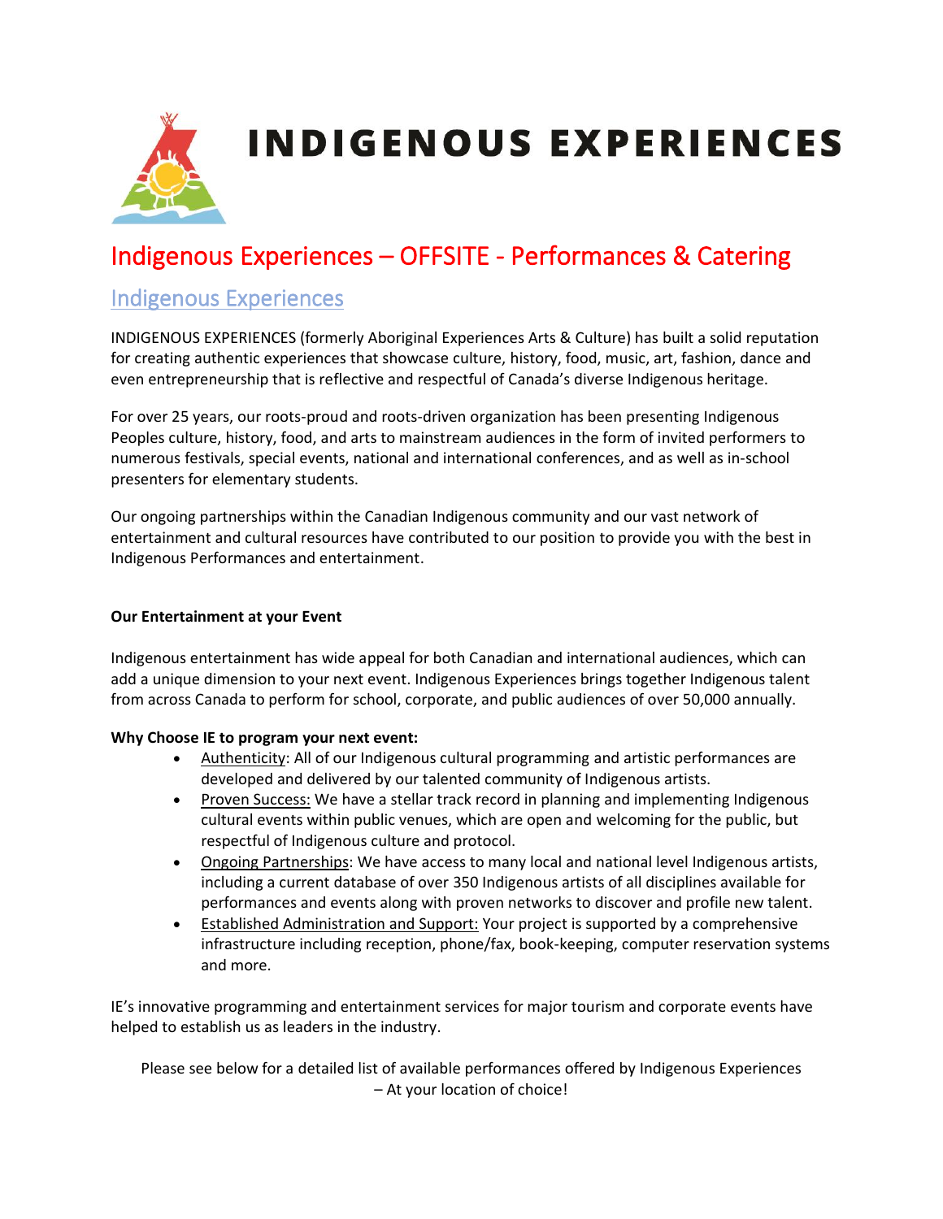# INDIGENOUS EXPERIENCES

## Indigenous Experiences – OFFSITE - Performances & Catering

### Indigenous Experiences

INDIGENOUS EXPERIENCES (formerly Aboriginal Experiences Arts & Culture) has built a solid reputation for creating authentic experiences that showcase culture, history, food, music, art, fashion, dance and even entrepreneurship that is reflective and respectful of Canada's diverse Indigenous heritage.

For over 25 years, our roots-proud and roots-driven organization has been presenting Indigenous Peoples culture, history, food, and arts to mainstream audiences in the form of invited performers to numerous festivals, special events, national and international conferences, and as well as in-school presenters for elementary students.

Our ongoing partnerships within the Canadian Indigenous community and our vast network of entertainment and cultural resources have contributed to our position to provide you with the best in Indigenous Performances and entertainment.

**Our Entertainment at your Event**

Indigenous entertainment has wide appeal for both Canadian and international audiences, which can add a unique dimension to your next event. Indigenous Experiences brings together Indigenous talent from across Canada to perform for school, corporate, and public audiences of over 50,000 annually.

**Why Choose IE to program your next event:**

- Authenticity: All of our Indigenous cultural programming and artistic performances are developed and delivered by our talented community of Indigenous artists.
- Proven Success: We have a stellar track record in planning and implementing Indigenous cultural events within public venues, which are open and welcoming for the public, but respectful of Indigenous culture and protocol.
- Ongoing Partnerships: We have access to many local and national level Indigenous artists, including a current database of over 350 Indigenous artists of all disciplines available for performances and events along with proven networks to discover and profile new talent.
- Established Administration and Support: Your project is supported by a comprehensive infrastructure including reception, phone/fax, book-keeping, computer reservation systems and more.

IE's innovative programming and entertainment services for major tourism and corporate events have helped to establish us as leaders in the industry.

Please see below for a detailed list of available performances offered by Indigenous Experiences – At your location of choice!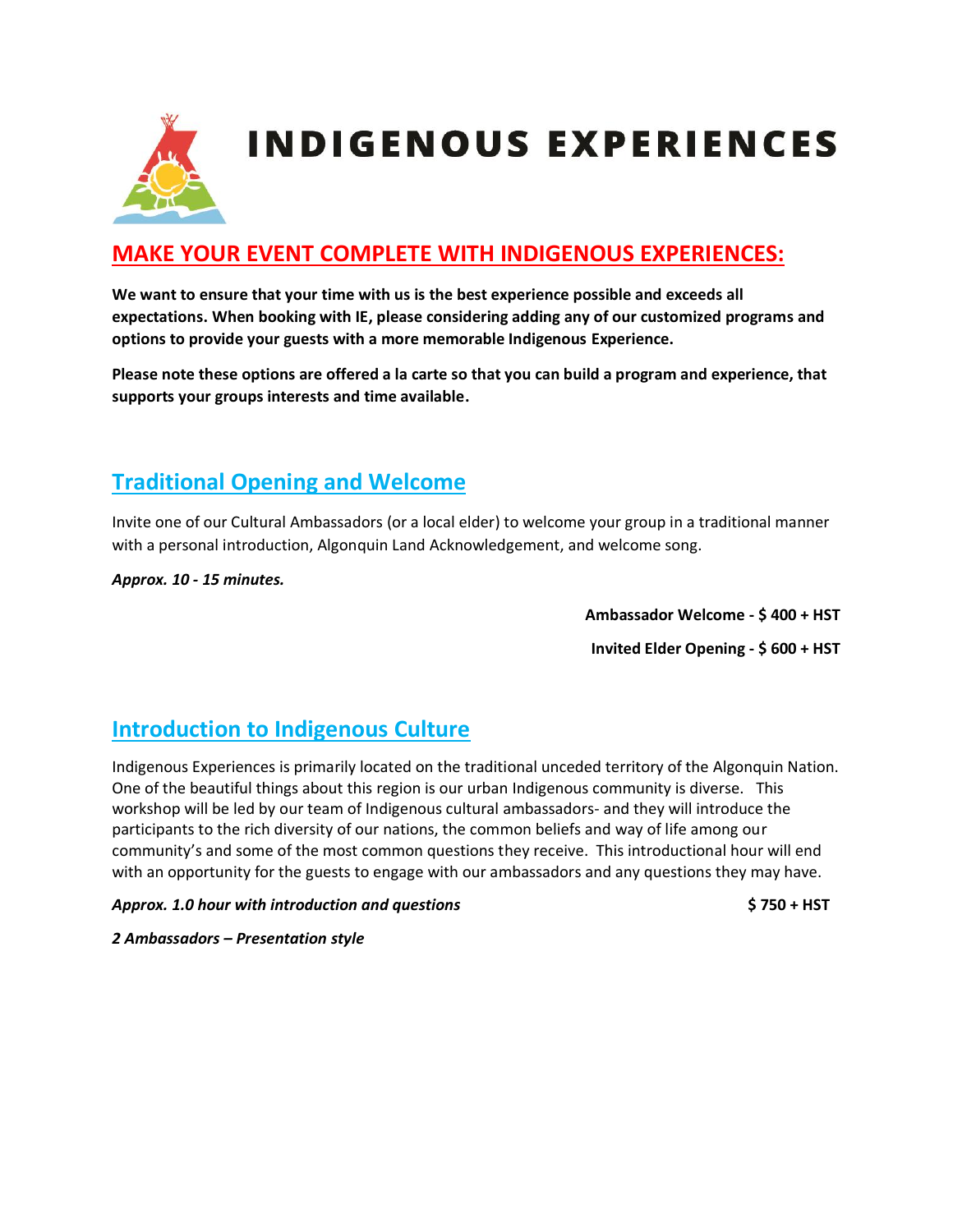# INDIGENOUS EXPERIENCES

## MAKE YOUR EVENT COMPLETE WITH INDIGENOUS EXPERIENCES:

**We want to ensure that your time with us is the best experience possible and exceeds all expectations. When booking with IE, please considering adding any of our customized programs and options to provide your guests with a more memorable Indigenous Experience.**

**Please note these options are offered a la carte so that you can build a program and experience, that supports your groups interests and time available.**

## Traditional Opening and Welcome

Invite one of our Cultural Ambassadors (or a local elder) to welcome your group in a traditional manner with a personal introduction, Algonquin Land Acknowledgement, and welcome song.

***Approx. 10 - 15 minutes.***

**Ambassador Welcome - $ 400 + HST**

**Invited Elder Opening - $ 600 + HST**

## Introduction to Indigenous Culture

Indigenous Experiences is primarily located on the traditional unceded territory of the Algonquin Nation. One of the beautiful things about this region is our urban Indigenous community is diverse. This workshop will be led by our team of Indigenous cultural ambassadors- and they will introduce the participants to the rich diversity of our nations, the common beliefs and way of life among our community's and some of the most common questions they receive. This introductional hour will end with an opportunity for the guests to engage with our ambassadors and any questions they may have.

***Approx. 1.0 hour with introduction and questions*** **$ 750 + HST**

***2 Ambassadors – Presentation style***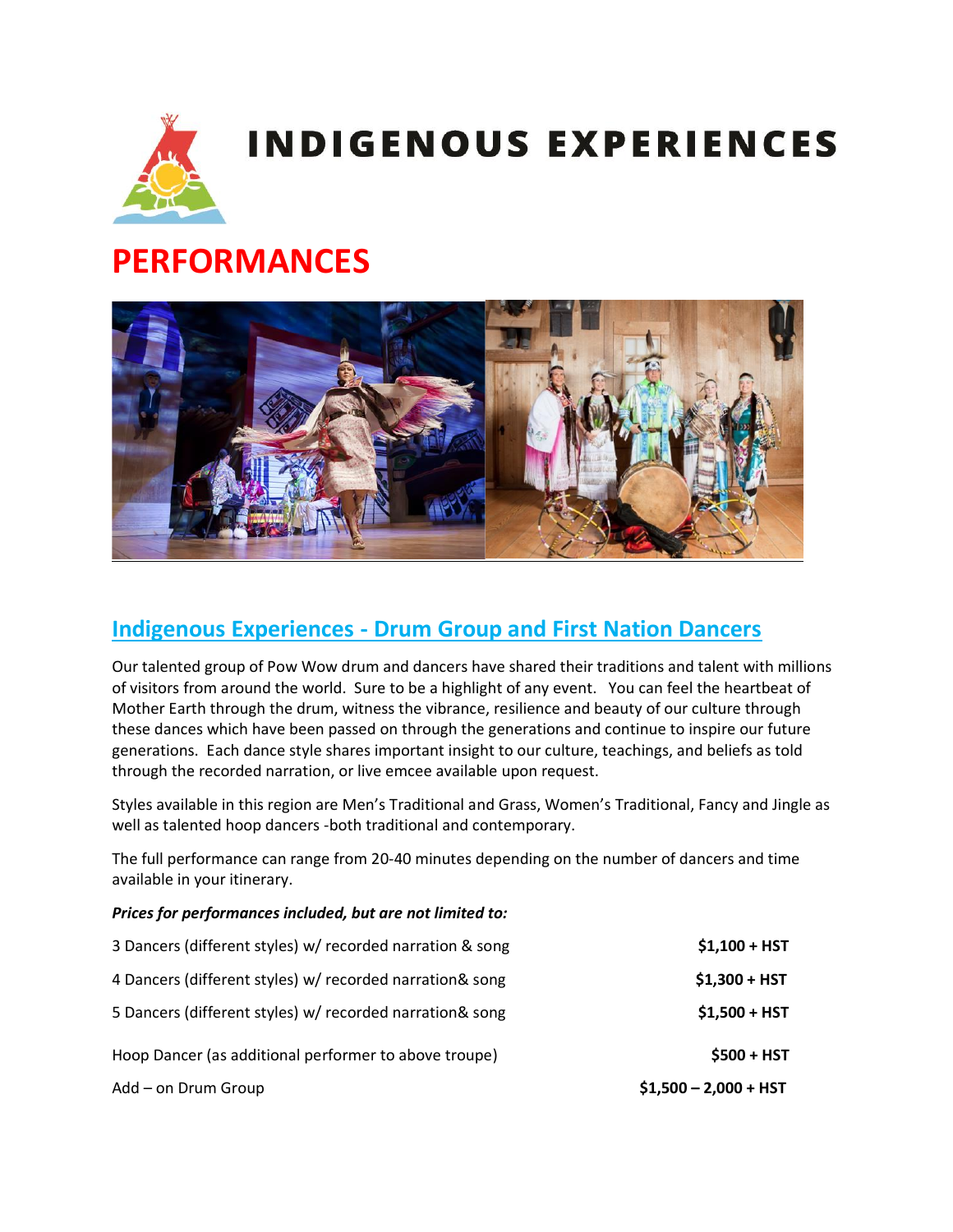# INDIGENOUS EXPERIENCES

# PERFORMANCES

## Indigenous Experiences - Drum Group and First Nation Dancers

Our talented group of Pow Wow drum and dancers have shared their traditions and talent with millions of visitors from around the world. Sure to be a highlight of any event. You can feel the heartbeat of Mother Earth through the drum, witness the vibrance, resilience and beauty of our culture through these dances which have been passed on through the generations and continue to inspire our future generations. Each dance style shares important insight to our culture, teachings, and beliefs as told through the recorded narration, or live emcee available upon request.

Styles available in this region are Men's Traditional and Grass, Women's Traditional, Fancy and Jingle as well as talented hoop dancers -both traditional and contemporary.

The full performance can range from 20-40 minutes depending on the number of dancers and time available in your itinerary.

***Prices for performances included, but are not limited to:***

| | |
|---|---|
| 3 Dancers (different styles) w/ recorded narration & song | **$1,100 + HST** |
| 4 Dancers (different styles) w/ recorded narration& song | **$1,300 + HST** |
| 5 Dancers (different styles) w/ recorded narration& song | **$1,500 + HST** |
| Hoop Dancer (as additional performer to above troupe) | **$500 + HST** |
| Add – on Drum Group | **$1,500 – 2,000 + HST** |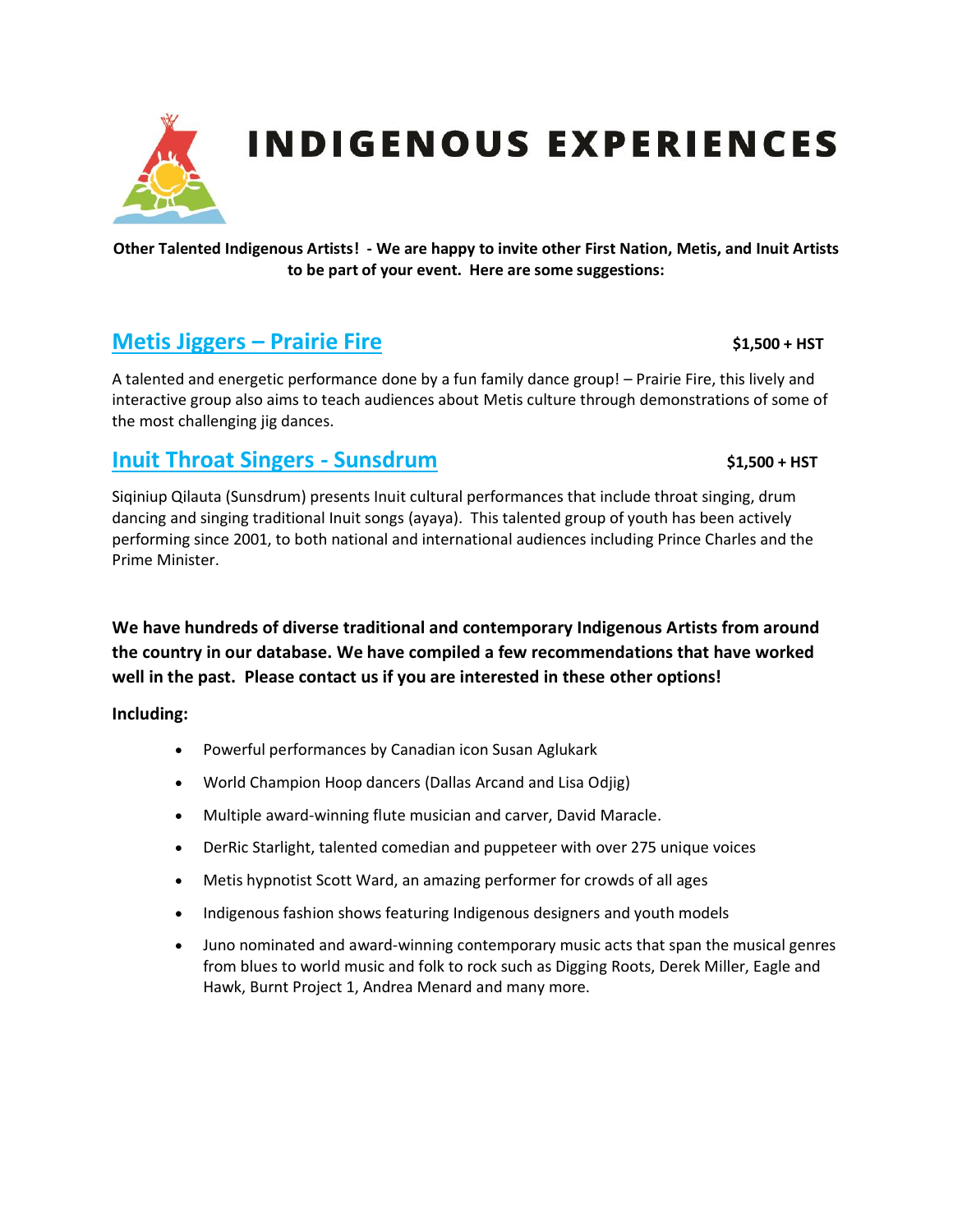# INDIGENOUS EXPERIENCES

**Other Talented Indigenous Artists! - We are happy to invite other First Nation, Metis, and Inuit Artists to be part of your event. Here are some suggestions:**

## Metis Jiggers – Prairie Fire

**$1,500 + HST**

A talented and energetic performance done by a fun family dance group! – Prairie Fire, this lively and interactive group also aims to teach audiences about Metis culture through demonstrations of some of the most challenging jig dances.

## Inuit Throat Singers - Sunsdrum

**$1,500 + HST**

Siqiniup Qilauta (Sunsdrum) presents Inuit cultural performances that include throat singing, drum dancing and singing traditional Inuit songs (ayaya). This talented group of youth has been actively performing since 2001, to both national and international audiences including Prince Charles and the Prime Minister.

**We have hundreds of diverse traditional and contemporary Indigenous Artists from around the country in our database. We have compiled a few recommendations that have worked well in the past. Please contact us if you are interested in these other options!**

**Including:**

- Powerful performances by Canadian icon Susan Aglukark
- World Champion Hoop dancers (Dallas Arcand and Lisa Odjig)
- Multiple award-winning flute musician and carver, David Maracle.
- DerRic Starlight, talented comedian and puppeteer with over 275 unique voices
- Metis hypnotist Scott Ward, an amazing performer for crowds of all ages
- Indigenous fashion shows featuring Indigenous designers and youth models
- Juno nominated and award-winning contemporary music acts that span the musical genres from blues to world music and folk to rock such as Digging Roots, Derek Miller, Eagle and Hawk, Burnt Project 1, Andrea Menard and many more.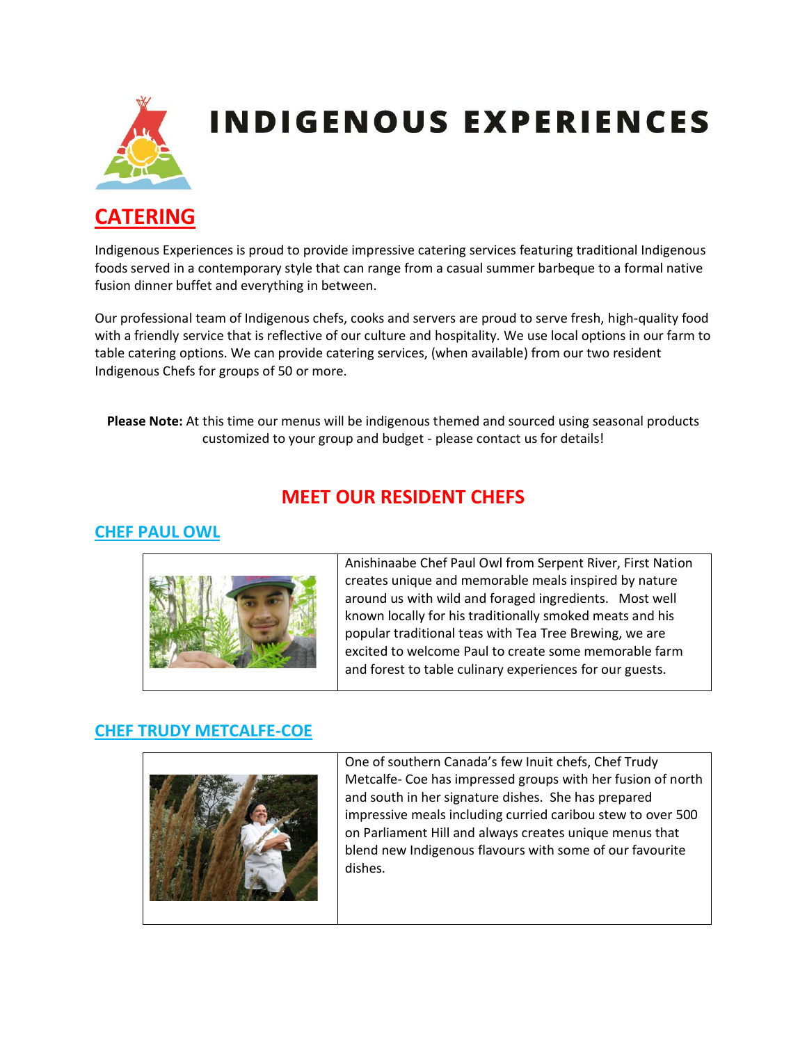# INDIGENOUS EXPERIENCES

## CATERING

Indigenous Experiences is proud to provide impressive catering services featuring traditional Indigenous foods served in a contemporary style that can range from a casual summer barbeque to a formal native fusion dinner buffet and everything in between.

Our professional team of Indigenous chefs, cooks and servers are proud to serve fresh, high-quality food with a friendly service that is reflective of our culture and hospitality. We use local options in our farm to table catering options. We can provide catering services, (when available) from our two resident Indigenous Chefs for groups of 50 or more.

**Please Note:** At this time our menus will be indigenous themed and sourced using seasonal products customized to your group and budget - please contact us for details!

## MEET OUR RESIDENT CHEFS

### CHEF PAUL OWL

Anishinaabe Chef Paul Owl from Serpent River, First Nation creates unique and memorable meals inspired by nature around us with wild and foraged ingredients. Most well known locally for his traditionally smoked meats and his popular traditional teas with Tea Tree Brewing, we are excited to welcome Paul to create some memorable farm and forest to table culinary experiences for our guests.

### CHEF TRUDY METCALFE-COE

One of southern Canada's few Inuit chefs, Chef Trudy Metcalfe- Coe has impressed groups with her fusion of north and south in her signature dishes. She has prepared impressive meals including curried caribou stew to over 500 on Parliament Hill and always creates unique menus that blend new Indigenous flavours with some of our favourite dishes.